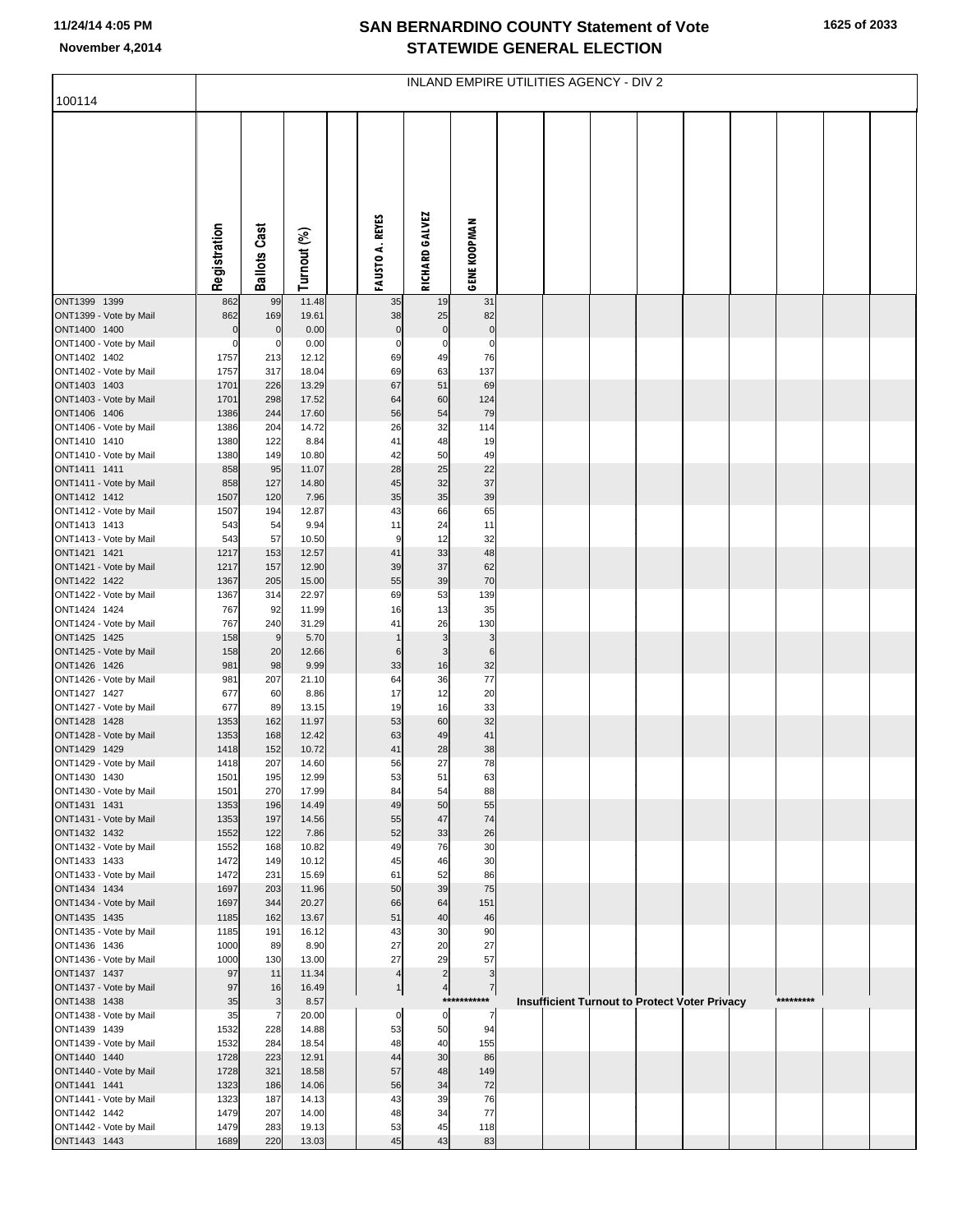# SAN BERNARDINO COUNTY Statement of Vote
## STATEWIDE GENERAL ELECTION

11/24/14 4:05 PM
November 4,2014

### INLAND EMPIRE UTILITIES AGENCY - DIV 2

100114

| | Registration | Ballots Cast | Turnout (%) | | FAUSTO A. REYES | RICHARD GALVEZ | GENE KOOPMAN |
|---|---|---|---|---|---|---|---|
| ONT1399 1399 | 862 | 99 | 11.48 | | 35 | 19 | 31 |
| ONT1399 - Vote by Mail | 862 | 169 | 19.61 | | 38 | 25 | 82 |
| ONT1400 1400 | 0 | 0 | 0.00 | | 0 | 0 | 0 |
| ONT1400 - Vote by Mail | 0 | 0 | 0.00 | | 0 | 0 | 0 |
| ONT1402 1402 | 1757 | 213 | 12.12 | | 69 | 49 | 76 |
| ONT1402 - Vote by Mail | 1757 | 317 | 18.04 | | 69 | 63 | 137 |
| ONT1403 1403 | 1701 | 226 | 13.29 | | 67 | 51 | 69 |
| ONT1403 - Vote by Mail | 1701 | 298 | 17.52 | | 64 | 60 | 124 |
| ONT1406 1406 | 1386 | 244 | 17.60 | | 56 | 54 | 79 |
| ONT1406 - Vote by Mail | 1386 | 204 | 14.72 | | 26 | 32 | 114 |
| ONT1410 1410 | 1380 | 122 | 8.84 | | 41 | 48 | 19 |
| ONT1410 - Vote by Mail | 1380 | 149 | 10.80 | | 42 | 50 | 49 |
| ONT1411 1411 | 858 | 95 | 11.07 | | 28 | 25 | 22 |
| ONT1411 - Vote by Mail | 858 | 127 | 14.80 | | 45 | 32 | 37 |
| ONT1412 1412 | 1507 | 120 | 7.96 | | 35 | 35 | 39 |
| ONT1412 - Vote by Mail | 1507 | 194 | 12.87 | | 43 | 66 | 65 |
| ONT1413 1413 | 543 | 54 | 9.94 | | 11 | 24 | 11 |
| ONT1413 - Vote by Mail | 543 | 57 | 10.50 | | 9 | 12 | 32 |
| ONT1421 1421 | 1217 | 153 | 12.57 | | 41 | 33 | 48 |
| ONT1421 - Vote by Mail | 1217 | 157 | 12.90 | | 39 | 37 | 62 |
| ONT1422 1422 | 1367 | 205 | 15.00 | | 55 | 39 | 70 |
| ONT1422 - Vote by Mail | 1367 | 314 | 22.97 | | 69 | 53 | 139 |
| ONT1424 1424 | 767 | 92 | 11.99 | | 16 | 13 | 35 |
| ONT1424 - Vote by Mail | 767 | 240 | 31.29 | | 41 | 26 | 130 |
| ONT1425 1425 | 158 | 9 | 5.70 | | 1 | 3 | 3 |
| ONT1425 - Vote by Mail | 158 | 20 | 12.66 | | 6 | 3 | 6 |
| ONT1426 1426 | 981 | 98 | 9.99 | | 33 | 16 | 32 |
| ONT1426 - Vote by Mail | 981 | 207 | 21.10 | | 64 | 36 | 77 |
| ONT1427 1427 | 677 | 60 | 8.86 | | 17 | 12 | 20 |
| ONT1427 - Vote by Mail | 677 | 89 | 13.15 | | 19 | 16 | 33 |
| ONT1428 1428 | 1353 | 162 | 11.97 | | 53 | 60 | 32 |
| ONT1428 - Vote by Mail | 1353 | 168 | 12.42 | | 63 | 49 | 41 |
| ONT1429 1429 | 1418 | 152 | 10.72 | | 41 | 28 | 38 |
| ONT1429 - Vote by Mail | 1418 | 207 | 14.60 | | 56 | 27 | 78 |
| ONT1430 1430 | 1501 | 195 | 12.99 | | 53 | 51 | 63 |
| ONT1430 - Vote by Mail | 1501 | 270 | 17.99 | | 84 | 54 | 88 |
| ONT1431 1431 | 1353 | 196 | 14.49 | | 49 | 50 | 55 |
| ONT1431 - Vote by Mail | 1353 | 197 | 14.56 | | 55 | 47 | 74 |
| ONT1432 1432 | 1552 | 122 | 7.86 | | 52 | 33 | 26 |
| ONT1432 - Vote by Mail | 1552 | 168 | 10.82 | | 49 | 76 | 30 |
| ONT1433 1433 | 1472 | 149 | 10.12 | | 45 | 46 | 30 |
| ONT1433 - Vote by Mail | 1472 | 231 | 15.69 | | 61 | 52 | 86 |
| ONT1434 1434 | 1697 | 203 | 11.96 | | 50 | 39 | 75 |
| ONT1434 - Vote by Mail | 1697 | 344 | 20.27 | | 66 | 64 | 151 |
| ONT1435 1435 | 1185 | 162 | 13.67 | | 51 | 40 | 46 |
| ONT1435 - Vote by Mail | 1185 | 191 | 16.12 | | 43 | 30 | 90 |
| ONT1436 1436 | 1000 | 89 | 8.90 | | 27 | 20 | 27 |
| ONT1436 - Vote by Mail | 1000 | 130 | 13.00 | | 27 | 29 | 57 |
| ONT1437 1437 | 97 | 11 | 11.34 | | 4 | 2 | 3 |
| ONT1437 - Vote by Mail | 97 | 16 | 16.49 | | 1 | 4 | 7 |
| ONT1438 1438 | 35 | 3 | 8.57 | | | | *********** Insufficient Turnout to Protect Voter Privacy ********* |
| ONT1438 - Vote by Mail | 35 | 7 | 20.00 | | 0 | 0 | 7 |
| ONT1439 1439 | 1532 | 228 | 14.88 | | 53 | 50 | 94 |
| ONT1439 - Vote by Mail | 1532 | 284 | 18.54 | | 48 | 40 | 155 |
| ONT1440 1440 | 1728 | 223 | 12.91 | | 44 | 30 | 86 |
| ONT1440 - Vote by Mail | 1728 | 321 | 18.58 | | 57 | 48 | 149 |
| ONT1441 1441 | 1323 | 186 | 14.06 | | 56 | 34 | 72 |
| ONT1441 - Vote by Mail | 1323 | 187 | 14.13 | | 43 | 39 | 76 |
| ONT1442 1442 | 1479 | 207 | 14.00 | | 48 | 34 | 77 |
| ONT1442 - Vote by Mail | 1479 | 283 | 19.13 | | 53 | 45 | 118 |
| ONT1443 1443 | 1689 | 220 | 13.03 | | 45 | 43 | 83 |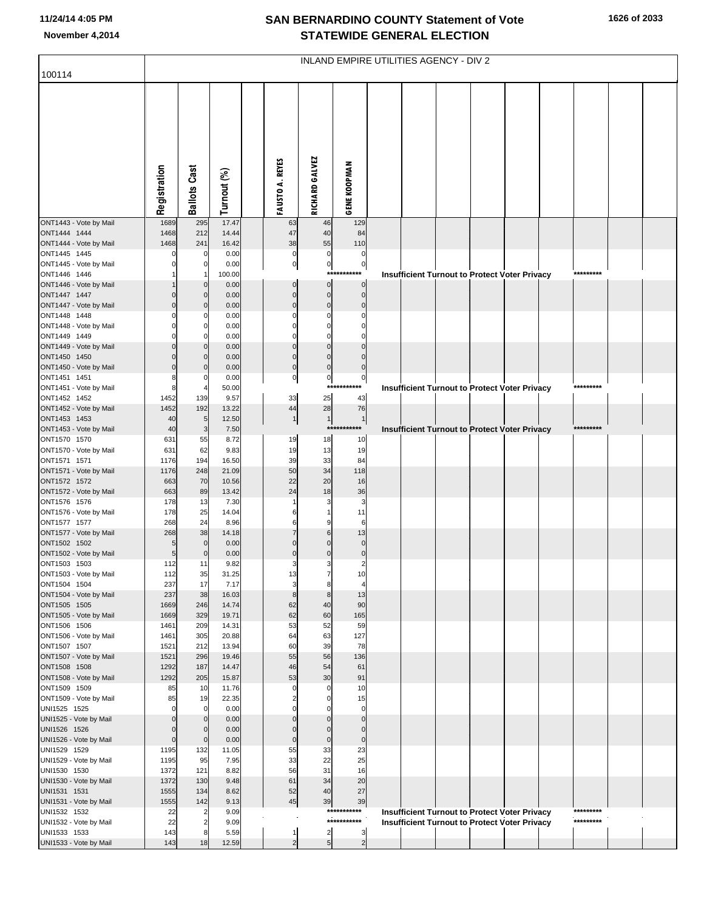# SAN BERNARDINO COUNTY Statement of Vote
## STATEWIDE GENERAL ELECTION

November 4,2014

100114

INLAND EMPIRE UTILITIES AGENCY - DIV 2

| | Registration | Ballots Cast | Turnout (%) | FAUSTO A. REYES | RICHARD GALVEZ | GENE KOOPMAN |
|---|---|---|---|---|---|---|
| ONT1443 - Vote by Mail | 1689 | 295 | 17.47 | 63 | 46 | 129 |
| ONT1444 1444 | 1468 | 212 | 14.44 | 47 | 40 | 84 |
| ONT1444 - Vote by Mail | 1468 | 241 | 16.42 | 38 | 55 | 110 |
| ONT1445 1445 | 0 | 0 | 0.00 | 0 | 0 | 0 |
| ONT1445 - Vote by Mail | 0 | 0 | 0.00 | 0 | 0 | 0 |
| ONT1446 1446 | 1 | 1 | 100.00 | Insufficient Turnout to Protect Voter Privacy | | |
| ONT1446 - Vote by Mail | 1 | 0 | 0.00 | 0 | 0 | 0 |
| ONT1447 1447 | 0 | 0 | 0.00 | 0 | 0 | 0 |
| ONT1447 - Vote by Mail | 0 | 0 | 0.00 | 0 | 0 | 0 |
| ONT1448 1448 | 0 | 0 | 0.00 | 0 | 0 | 0 |
| ONT1448 - Vote by Mail | 0 | 0 | 0.00 | 0 | 0 | 0 |
| ONT1449 1449 | 0 | 0 | 0.00 | 0 | 0 | 0 |
| ONT1449 - Vote by Mail | 0 | 0 | 0.00 | 0 | 0 | 0 |
| ONT1450 1450 | 0 | 0 | 0.00 | 0 | 0 | 0 |
| ONT1450 - Vote by Mail | 0 | 0 | 0.00 | 0 | 0 | 0 |
| ONT1451 1451 | 8 | 0 | 0.00 | 0 | 0 | 0 |
| ONT1451 - Vote by Mail | 8 | 4 | 50.00 | Insufficient Turnout to Protect Voter Privacy | | |
| ONT1452 1452 | 1452 | 139 | 9.57 | 33 | 25 | 43 |
| ONT1452 - Vote by Mail | 1452 | 192 | 13.22 | 44 | 28 | 76 |
| ONT1453 1453 | 40 | 5 | 12.50 | 1 | 1 | 1 |
| ONT1453 - Vote by Mail | 40 | 3 | 7.50 | Insufficient Turnout to Protect Voter Privacy | | |
| ONT1570 1570 | 631 | 55 | 8.72 | 19 | 18 | 10 |
| ONT1570 - Vote by Mail | 631 | 62 | 9.83 | 19 | 13 | 19 |
| ONT1571 1571 | 1176 | 194 | 16.50 | 39 | 33 | 84 |
| ONT1571 - Vote by Mail | 1176 | 248 | 21.09 | 50 | 34 | 118 |
| ONT1572 1572 | 663 | 70 | 10.56 | 22 | 20 | 16 |
| ONT1572 - Vote by Mail | 663 | 89 | 13.42 | 24 | 18 | 36 |
| ONT1576 1576 | 178 | 13 | 7.30 | 1 | 3 | 3 |
| ONT1576 - Vote by Mail | 178 | 25 | 14.04 | 6 | 1 | 11 |
| ONT1577 1577 | 268 | 24 | 8.96 | 6 | 9 | 6 |
| ONT1577 - Vote by Mail | 268 | 38 | 14.18 | 7 | 6 | 13 |
| ONT1502 1502 | 5 | 0 | 0.00 | 0 | 0 | 0 |
| ONT1502 - Vote by Mail | 5 | 0 | 0.00 | 0 | 0 | 0 |
| ONT1503 1503 | 112 | 11 | 9.82 | 3 | 3 | 2 |
| ONT1503 - Vote by Mail | 112 | 35 | 31.25 | 13 | 7 | 10 |
| ONT1504 1504 | 237 | 17 | 7.17 | 3 | 8 | 4 |
| ONT1504 - Vote by Mail | 237 | 38 | 16.03 | 8 | 8 | 13 |
| ONT1505 1505 | 1669 | 246 | 14.74 | 62 | 40 | 90 |
| ONT1505 - Vote by Mail | 1669 | 329 | 19.71 | 62 | 60 | 165 |
| ONT1506 1506 | 1461 | 209 | 14.31 | 53 | 52 | 59 |
| ONT1506 - Vote by Mail | 1461 | 305 | 20.88 | 64 | 63 | 127 |
| ONT1507 1507 | 1521 | 212 | 13.94 | 60 | 39 | 78 |
| ONT1507 - Vote by Mail | 1521 | 296 | 19.46 | 55 | 56 | 136 |
| ONT1508 1508 | 1292 | 187 | 14.47 | 46 | 54 | 61 |
| ONT1508 - Vote by Mail | 1292 | 205 | 15.87 | 53 | 30 | 91 |
| ONT1509 1509 | 85 | 10 | 11.76 | 0 | 0 | 10 |
| ONT1509 - Vote by Mail | 85 | 19 | 22.35 | 2 | 0 | 15 |
| UNI1525 1525 | 0 | 0 | 0.00 | 0 | 0 | 0 |
| UNI1525 - Vote by Mail | 0 | 0 | 0.00 | 0 | 0 | 0 |
| UNI1526 1526 | 0 | 0 | 0.00 | 0 | 0 | 0 |
| UNI1526 - Vote by Mail | 0 | 0 | 0.00 | 0 | 0 | 0 |
| UNI1529 1529 | 1195 | 132 | 11.05 | 55 | 33 | 23 |
| UNI1529 - Vote by Mail | 1195 | 95 | 7.95 | 33 | 22 | 25 |
| UNI1530 1530 | 1372 | 121 | 8.82 | 56 | 31 | 16 |
| UNI1530 - Vote by Mail | 1372 | 130 | 9.48 | 61 | 34 | 20 |
| UNI1531 1531 | 1555 | 134 | 8.62 | 52 | 40 | 27 |
| UNI1531 - Vote by Mail | 1555 | 142 | 9.13 | 45 | 39 | 39 |
| UNI1532 1532 | 22 | 2 | 9.09 | Insufficient Turnout to Protect Voter Privacy | | |
| UNI1532 - Vote by Mail | 22 | 2 | 9.09 | Insufficient Turnout to Protect Voter Privacy | | |
| UNI1533 1533 | 143 | 8 | 5.59 | 1 | 2 | 3 |
| UNI1533 - Vote by Mail | 143 | 18 | 12.59 | 2 | 5 | 2 |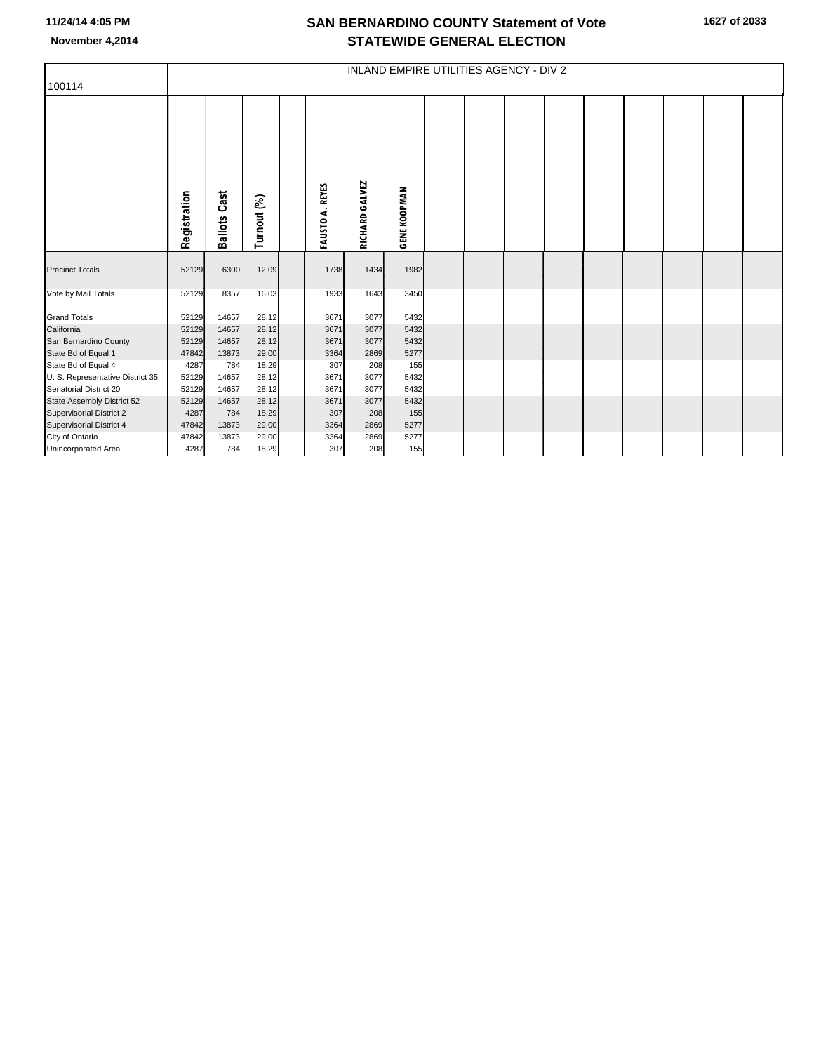# SAN BERNARDINO COUNTY Statement of Vote
## STATEWIDE GENERAL ELECTION

11/24/14 4:05 PM

November 4,2014

100114

INLAND EMPIRE UTILITIES AGENCY - DIV 2

| | Registration | Ballots Cast | Turnout (%) | | FAUSTO A. REYES | RICHARD GALVEZ | GENE KOOPMAN |
|---|---|---|---|---|---|---|---|
| Precinct Totals | 52129 | 6300 | 12.09 | | 1738 | 1434 | 1982 |
| Vote by Mail Totals | 52129 | 8357 | 16.03 | | 1933 | 1643 | 3450 |
| Grand Totals | 52129 | 14657 | 28.12 | | 3671 | 3077 | 5432 |
| California | 52129 | 14657 | 28.12 | | 3671 | 3077 | 5432 |
| San Bernardino County | 52129 | 14657 | 28.12 | | 3671 | 3077 | 5432 |
| State Bd of Equal 1 | 47842 | 13873 | 29.00 | | 3364 | 2869 | 5277 |
| State Bd of Equal 4 | 4287 | 784 | 18.29 | | 307 | 208 | 155 |
| U. S. Representative District 35 | 52129 | 14657 | 28.12 | | 3671 | 3077 | 5432 |
| Senatorial District 20 | 52129 | 14657 | 28.12 | | 3671 | 3077 | 5432 |
| State Assembly District 52 | 52129 | 14657 | 28.12 | | 3671 | 3077 | 5432 |
| Supervisorial District 2 | 4287 | 784 | 18.29 | | 307 | 208 | 155 |
| Supervisorial District 4 | 47842 | 13873 | 29.00 | | 3364 | 2869 | 5277 |
| City of Ontario | 47842 | 13873 | 29.00 | | 3364 | 2869 | 5277 |
| Unincorporated Area | 4287 | 784 | 18.29 | | 307 | 208 | 155 |